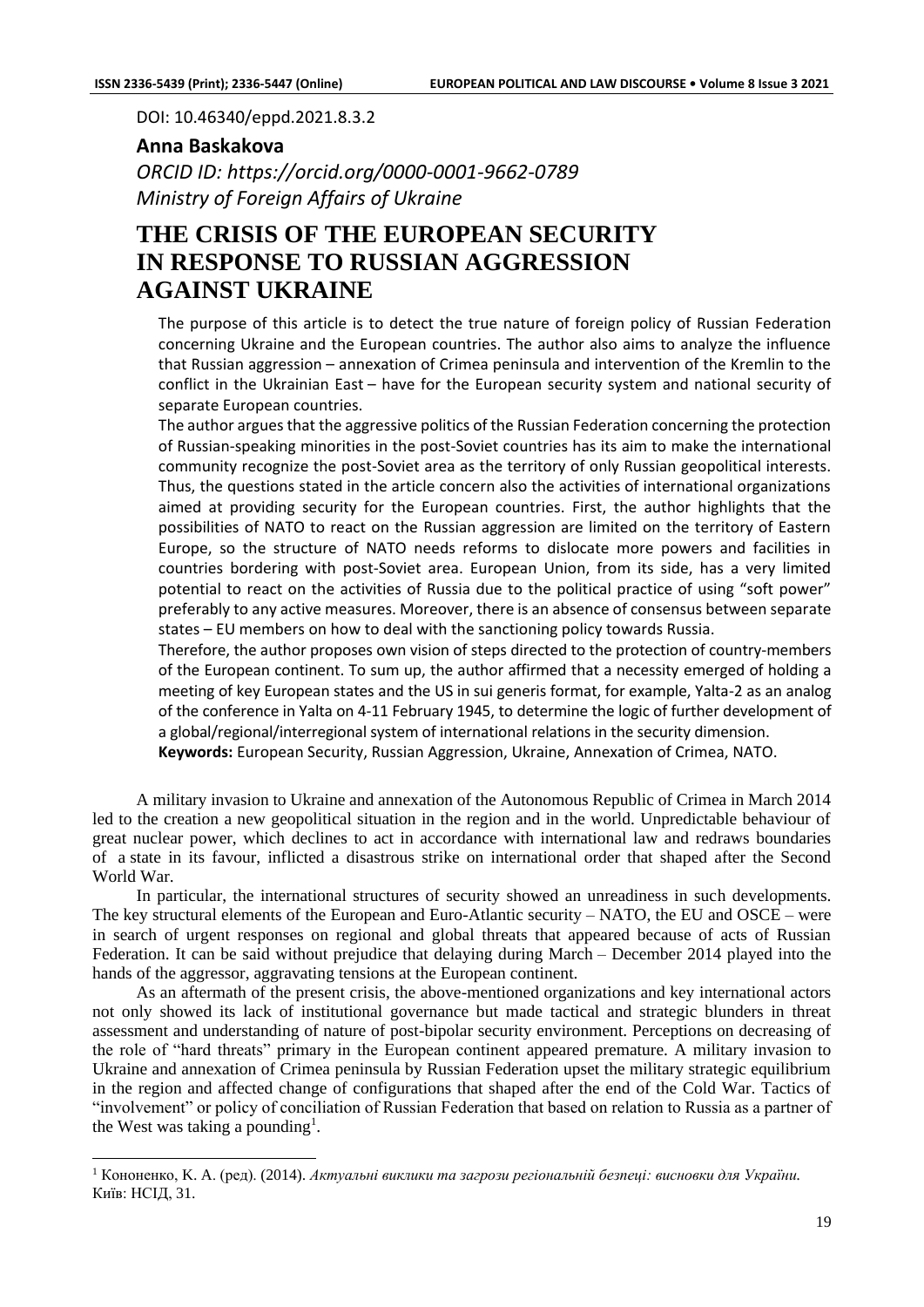DOI: 10.46340/eppd.2021.8.3.2

**Anna Baskakova**

*ORCID ID: https://orcid.org/0000-0001-9662-0789*
*Ministry of Foreign Affairs of Ukraine*

# THE CRISIS OF THE EUROPEAN SECURITY IN RESPONSE TO RUSSIAN AGGRESSION AGAINST UKRAINE

The purpose of this article is to detect the true nature of foreign policy of Russian Federation concerning Ukraine and the European countries. The author also aims to analyze the influence that Russian aggression – annexation of Crimea peninsula and intervention of the Kremlin to the conflict in the Ukrainian East – have for the European security system and national security of separate European countries.

The author argues that the aggressive politics of the Russian Federation concerning the protection of Russian-speaking minorities in the post-Soviet countries has its aim to make the international community recognize the post-Soviet area as the territory of only Russian geopolitical interests. Thus, the questions stated in the article concern also the activities of international organizations aimed at providing security for the European countries. First, the author highlights that the possibilities of NATO to react on the Russian aggression are limited on the territory of Eastern Europe, so the structure of NATO needs reforms to dislocate more powers and facilities in countries bordering with post-Soviet area. European Union, from its side, has a very limited potential to react on the activities of Russia due to the political practice of using "soft power" preferably to any active measures. Moreover, there is an absence of consensus between separate states – EU members on how to deal with the sanctioning policy towards Russia.

Therefore, the author proposes own vision of steps directed to the protection of country-members of the European continent. To sum up, the author affirmed that a necessity emerged of holding a meeting of key European states and the US in sui generis format, for example, Yalta-2 as an analog of the conference in Yalta on 4-11 February 1945, to determine the logic of further development of a global/regional/interregional system of international relations in the security dimension.

**Keywords:** European Security, Russian Aggression, Ukraine, Annexation of Crimea, NATO.

A military invasion to Ukraine and annexation of the Autonomous Republic of Crimea in March 2014 led to the creation a new geopolitical situation in the region and in the world. Unpredictable behaviour of great nuclear power, which declines to act in accordance with international law and redraws boundaries of a state in its favour, inflicted a disastrous strike on international order that shaped after the Second World War.

In particular, the international structures of security showed an unreadiness in such developments. The key structural elements of the European and Euro-Atlantic security – NATO, the EU and OSCE – were in search of urgent responses on regional and global threats that appeared because of acts of Russian Federation. It can be said without prejudice that delaying during March – December 2014 played into the hands of the aggressor, aggravating tensions at the European continent.

As an aftermath of the present crisis, the above-mentioned organizations and key international actors not only showed its lack of institutional governance but made tactical and strategic blunders in threat assessment and understanding of nature of post-bipolar security environment. Perceptions on decreasing of the role of "hard threats" primary in the European continent appeared premature. A military invasion to Ukraine and annexation of Crimea peninsula by Russian Federation upset the military strategic equilibrium in the region and affected change of configurations that shaped after the end of the Cold War. Tactics of "involvement" or policy of conciliation of Russian Federation that based on relation to Russia as a partner of the West was taking a pounding[1].

[1] Кононенко, К. А. (ред). (2014). *Актуальні виклики та загрози регіональній безпеці: висновки для України.* Київ: НСІД, 31.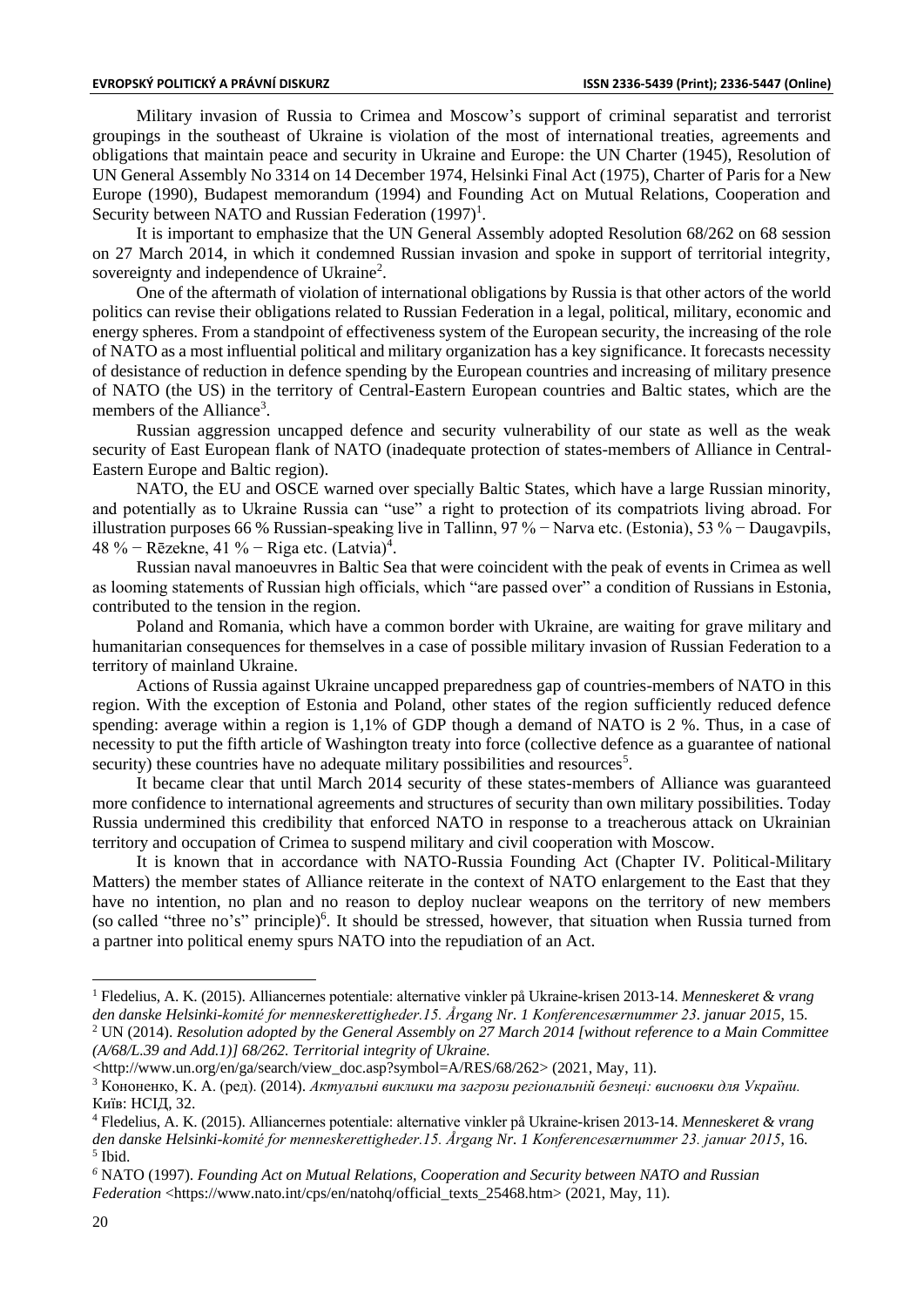Military invasion of Russia to Crimea and Moscow's support of criminal separatist and terrorist groupings in the southeast of Ukraine is violation of the most of international treaties, agreements and obligations that maintain peace and security in Ukraine and Europe: the UN Charter (1945), Resolution of UN General Assembly No 3314 on 14 December 1974, Helsinki Final Act (1975), Charter of Paris for a New Europe (1990), Budapest memorandum (1994) and Founding Act on Mutual Relations, Cooperation and Security between NATO and Russian Federation (1997)[1].

It is important to emphasize that the UN General Assembly adopted Resolution 68/262 on 68 session on 27 March 2014, in which it condemned Russian invasion and spoke in support of territorial integrity, sovereignty and independence of Ukraine[2].

One of the aftermath of violation of international obligations by Russia is that other actors of the world politics can revise their obligations related to Russian Federation in a legal, political, military, economic and energy spheres. From a standpoint of effectiveness system of the European security, the increasing of the role of NATO as a most influential political and military organization has a key significance. It forecasts necessity of desistance of reduction in defence spending by the European countries and increasing of military presence of NATO (the US) in the territory of Central-Eastern European countries and Baltic states, which are the members of the Alliance[3].

Russian aggression uncapped defence and security vulnerability of our state as well as the weak security of East European flank of NATO (inadequate protection of states-members of Alliance in Central-Eastern Europe and Baltic region).

NATO, the EU and OSCE warned over specially Baltic States, which have a large Russian minority, and potentially as to Ukraine Russia can "use" a right to protection of its compatriots living abroad. For illustration purposes 66 % Russian-speaking live in Tallinn, 97 % − Narva etc. (Estonia), 53 % − Daugavpils, 48 % − Rēzekne, 41 % − Riga etc. (Latvia)[4].

Russian naval manoeuvres in Baltic Sea that were coincident with the peak of events in Crimea as well as looming statements of Russian high officials, which "are passed over" a condition of Russians in Estonia, contributed to the tension in the region.

Poland and Romania, which have a common border with Ukraine, are waiting for grave military and humanitarian consequences for themselves in a case of possible military invasion of Russian Federation to a territory of mainland Ukraine.

Actions of Russia against Ukraine uncapped preparedness gap of countries-members of NATO in this region. With the exception of Estonia and Poland, other states of the region sufficiently reduced defence spending: average within a region is 1,1% of GDP though a demand of NATO is 2 %. Thus, in a case of necessity to put the fifth article of Washington treaty into force (collective defence as a guarantee of national security) these countries have no adequate military possibilities and resources[5].

It became clear that until March 2014 security of these states-members of Alliance was guaranteed more confidence to international agreements and structures of security than own military possibilities. Today Russia undermined this credibility that enforced NATO in response to a treacherous attack on Ukrainian territory and occupation of Crimea to suspend military and civil cooperation with Moscow.

It is known that in accordance with NATO-Russia Founding Act (Chapter IV. Political-Military Matters) the member states of Alliance reiterate in the context of NATO enlargement to the East that they have no intention, no plan and no reason to deploy nuclear weapons on the territory of new members (so called "three no's" principle)[6]. It should be stressed, however, that situation when Russia turned from a partner into political enemy spurs NATO into the repudiation of an Act.

---

[1] Fledelius, A. K. (2015). Alliancernes potentiale: alternative vinkler på Ukraine-krisen 2013-14. *Menneskeret & vrang den danske Helsinki-komité for menneskerettigheder.15. Årgang Nr. 1 Konferencesærnummer 23. januar 2015*, 15.

[2] UN (2014). *Resolution adopted by the General Assembly on 27 March 2014 [without reference to a Main Committee (A/68/L.39 and Add.1)] 68/262. Territorial integrity of Ukraine.* <http://www.un.org/en/ga/search/view_doc.asp?symbol=A/RES/68/262> (2021, May, 11).

[3] Кононенко, К. А. (ред). (2014). *Актуальні виклики та загрози регіональній безпеці: висновки для України.* Київ: НСІД, 32.

[4] Fledelius, A. K. (2015). Alliancernes potentiale: alternative vinkler på Ukraine-krisen 2013-14. *Menneskeret & vrang den danske Helsinki-komité for menneskerettigheder.15. Årgang Nr. 1 Konferencesærnummer 23. januar 2015*, 16.

[5] Ibid.

[6] NATO (1997). *Founding Act on Mutual Relations, Cooperation and Security between NATO and Russian Federation* <https://www.nato.int/cps/en/natohq/official_texts_25468.htm> (2021, May, 11).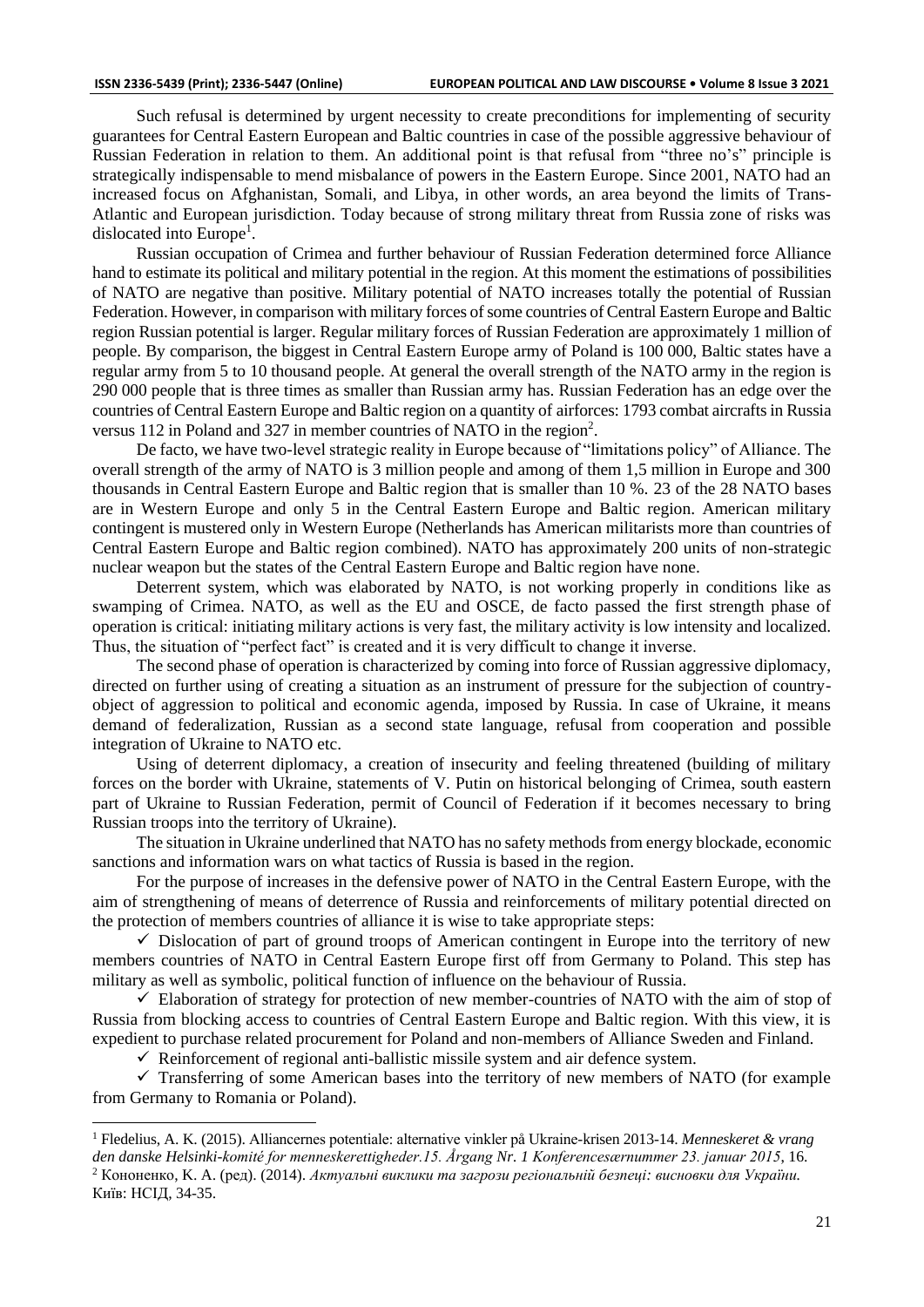Such refusal is determined by urgent necessity to create preconditions for implementing of security guarantees for Central Eastern European and Baltic countries in case of the possible aggressive behaviour of Russian Federation in relation to them. An additional point is that refusal from "three no's" principle is strategically indispensable to mend misbalance of powers in the Eastern Europe. Since 2001, NATO had an increased focus on Afghanistan, Somali, and Libya, in other words, an area beyond the limits of Trans-Atlantic and European jurisdiction. Today because of strong military threat from Russia zone of risks was dislocated into Europe[1].

Russian occupation of Crimea and further behaviour of Russian Federation determined force Alliance hand to estimate its political and military potential in the region. At this moment the estimations of possibilities of NATO are negative than positive. Military potential of NATO increases totally the potential of Russian Federation. However, in comparison with military forces of some countries of Central Eastern Europe and Baltic region Russian potential is larger. Regular military forces of Russian Federation are approximately 1 million of people. By comparison, the biggest in Central Eastern Europe army of Poland is 100 000, Baltic states have a regular army from 5 to 10 thousand people. At general the overall strength of the NATO army in the region is 290 000 people that is three times as smaller than Russian army has. Russian Federation has an edge over the countries of Central Eastern Europe and Baltic region on a quantity of airforces: 1793 combat aircrafts in Russia versus 112 in Poland and 327 in member countries of NATO in the region[2].

De facto, we have two-level strategic reality in Europe because of "limitations policy" of Alliance. The overall strength of the army of NATO is 3 million people and among of them 1,5 million in Europe and 300 thousands in Central Eastern Europe and Baltic region that is smaller than 10 %. 23 of the 28 NATO bases are in Western Europe and only 5 in the Central Eastern Europe and Baltic region. American military contingent is mustered only in Western Europe (Netherlands has American militarists more than countries of Central Eastern Europe and Baltic region combined). NATO has approximately 200 units of non-strategic nuclear weapon but the states of the Central Eastern Europe and Baltic region have none.

Deterrent system, which was elaborated by NATO, is not working properly in conditions like as swamping of Crimea. NATO, as well as the EU and OSCE, de facto passed the first strength phase of operation is critical: initiating military actions is very fast, the military activity is low intensity and localized. Thus, the situation of "perfect fact" is created and it is very difficult to change it inverse.

The second phase of operation is characterized by coming into force of Russian aggressive diplomacy, directed on further using of creating a situation as an instrument of pressure for the subjection of country-object of aggression to political and economic agenda, imposed by Russia. In case of Ukraine, it means demand of federalization, Russian as a second state language, refusal from cooperation and possible integration of Ukraine to NATO etc.

Using of deterrent diplomacy, a creation of insecurity and feeling threatened (building of military forces on the border with Ukraine, statements of V. Putin on historical belonging of Crimea, south eastern part of Ukraine to Russian Federation, permit of Council of Federation if it becomes necessary to bring Russian troops into the territory of Ukraine).

The situation in Ukraine underlined that NATO has no safety methods from energy blockade, economic sanctions and information wars on what tactics of Russia is based in the region.

For the purpose of increases in the defensive power of NATO in the Central Eastern Europe, with the aim of strengthening of means of deterrence of Russia and reinforcements of military potential directed on the protection of members countries of alliance it is wise to take appropriate steps:

- ✓ Dislocation of part of ground troops of American contingent in Europe into the territory of new members countries of NATO in Central Eastern Europe first off from Germany to Poland. This step has military as well as symbolic, political function of influence on the behaviour of Russia.
- ✓ Elaboration of strategy for protection of new member-countries of NATO with the aim of stop of Russia from blocking access to countries of Central Eastern Europe and Baltic region. With this view, it is expedient to purchase related procurement for Poland and non-members of Alliance Sweden and Finland.
- ✓ Reinforcement of regional anti-ballistic missile system and air defence system.
- ✓ Transferring of some American bases into the territory of new members of NATO (for example from Germany to Romania or Poland).

---

[1] Fledelius, A. K. (2015). Alliancernes potentiale: alternative vinkler på Ukraine-krisen 2013-14. *Menneskeret & vrang den danske Helsinki-komité for menneskerettigheder.15. Årgang Nr. 1 Konferencesærnummer 23. januar 2015*, 16.

[2] Кононенко, К. А. (ред). (2014). *Актуальні виклики та загрози регіональній безпеці: висновки для України.* Київ: НСІД, 34-35.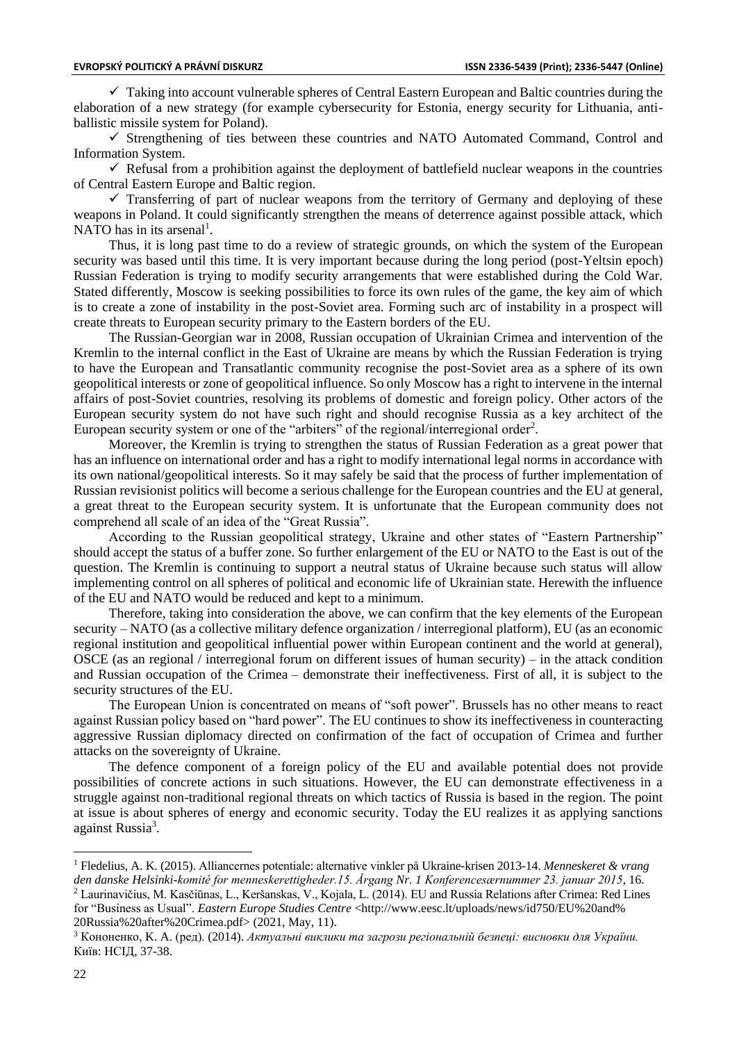- ✓ Taking into account vulnerable spheres of Central Eastern European and Baltic countries during the elaboration of a new strategy (for example cybersecurity for Estonia, energy security for Lithuania, anti-ballistic missile system for Poland).
- ✓ Strengthening of ties between these countries and NATO Automated Command, Control and Information System.
- ✓ Refusal from a prohibition against the deployment of battlefield nuclear weapons in the countries of Central Eastern Europe and Baltic region.
- ✓ Transferring of part of nuclear weapons from the territory of Germany and deploying of these weapons in Poland. It could significantly strengthen the means of deterrence against possible attack, which NATO has in its arsenal[1].

Thus, it is long past time to do a review of strategic grounds, on which the system of the European security was based until this time. It is very important because during the long period (post-Yeltsin epoch) Russian Federation is trying to modify security arrangements that were established during the Cold War. Stated differently, Moscow is seeking possibilities to force its own rules of the game, the key aim of which is to create a zone of instability in the post-Soviet area. Forming such arc of instability in a prospect will create threats to European security primary to the Eastern borders of the EU.

The Russian-Georgian war in 2008, Russian occupation of Ukrainian Crimea and intervention of the Kremlin to the internal conflict in the East of Ukraine are means by which the Russian Federation is trying to have the European and Transatlantic community recognise the post-Soviet area as a sphere of its own geopolitical interests or zone of geopolitical influence. So only Moscow has a right to intervene in the internal affairs of post-Soviet countries, resolving its problems of domestic and foreign policy. Other actors of the European security system do not have such right and should recognise Russia as a key architect of the European security system or one of the "arbiters" of the regional/interregional order[2].

Moreover, the Kremlin is trying to strengthen the status of Russian Federation as a great power that has an influence on international order and has a right to modify international legal norms in accordance with its own national/geopolitical interests. So it may safely be said that the process of further implementation of Russian revisionist politics will become a serious challenge for the European countries and the EU at general, a great threat to the European security system. It is unfortunate that the European community does not comprehend all scale of an idea of the "Great Russia".

According to the Russian geopolitical strategy, Ukraine and other states of "Eastern Partnership" should accept the status of a buffer zone. So further enlargement of the EU or NATO to the East is out of the question. The Kremlin is continuing to support a neutral status of Ukraine because such status will allow implementing control on all spheres of political and economic life of Ukrainian state. Herewith the influence of the EU and NATO would be reduced and kept to a minimum.

Therefore, taking into consideration the above, we can confirm that the key elements of the European security – NATO (as a collective military defence organization / interregional platform), EU (as an economic regional institution and geopolitical influential power within European continent and the world at general), OSCE (as an regional / interregional forum on different issues of human security) – in the attack condition and Russian occupation of the Crimea – demonstrate their ineffectiveness. First of all, it is subject to the security structures of the EU.

The European Union is concentrated on means of "soft power". Brussels has no other means to react against Russian policy based on "hard power". The EU continues to show its ineffectiveness in counteracting aggressive Russian diplomacy directed on confirmation of the fact of occupation of Crimea and further attacks on the sovereignty of Ukraine.

The defence component of a foreign policy of the EU and available potential does not provide possibilities of concrete actions in such situations. However, the EU can demonstrate effectiveness in a struggle against non-traditional regional threats on which tactics of Russia is based in the region. The point at issue is about spheres of energy and economic security. Today the EU realizes it as applying sanctions against Russia[3].

---

[1] Fledelius, A. K. (2015). Alliancernes potentiale: alternative vinkler på Ukraine-krisen 2013-14. *Menneskeret & vrang den danske Helsinki-komité for menneskerettigheder.15. Årgang Nr. 1 Konferencesærnummer 23. januar 2015*, 16.

[2] Laurinavičius, M. Kasčiūnas, L., Keršanskas, V., Kojala, L. (2014). EU and Russia Relations after Crimea: Red Lines for "Business as Usual". *Eastern Europe Studies Centre* <http://www.eesc.lt/uploads/news/id750/EU%20and%20Russia%20after%20Crimea.pdf> (2021, May, 11).

[3] Кононенко, К. А. (ред). (2014). *Актуальні виклики та загрози регіональній безпеці: висновки для України.* Київ: НСІД, 37-38.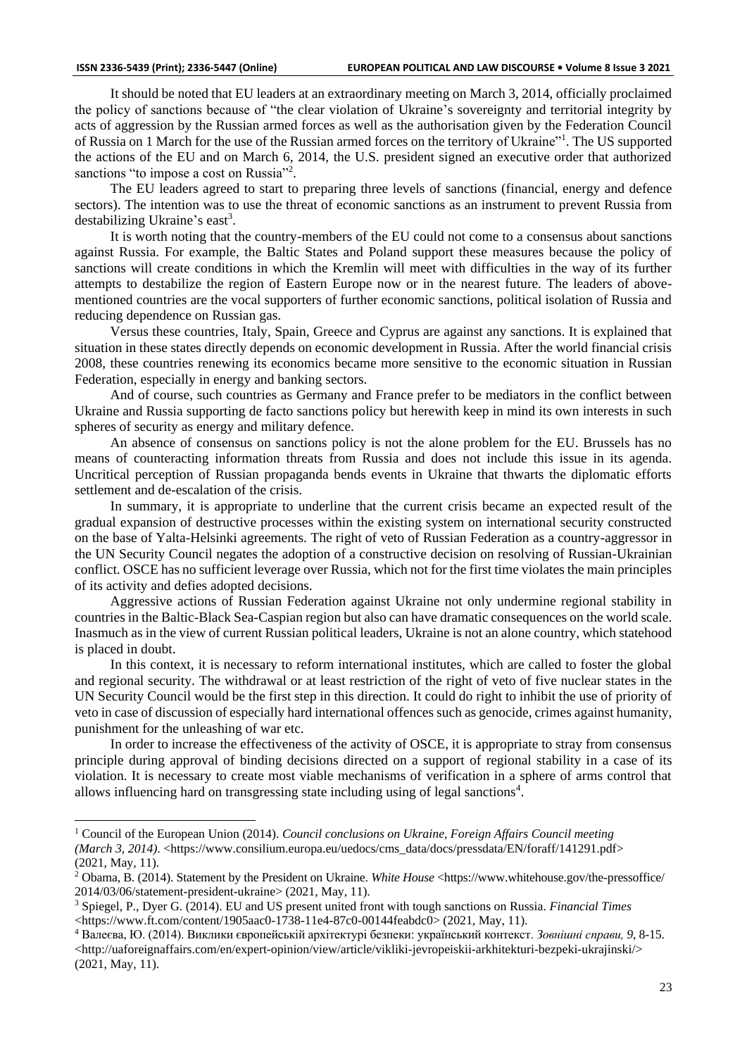It should be noted that EU leaders at an extraordinary meeting on March 3, 2014, officially proclaimed the policy of sanctions because of "the clear violation of Ukraine's sovereignty and territorial integrity by acts of aggression by the Russian armed forces as well as the authorisation given by the Federation Council of Russia on 1 March for the use of the Russian armed forces on the territory of Ukraine"[1]. The US supported the actions of the EU and on March 6, 2014, the U.S. president signed an executive order that authorized sanctions "to impose a cost on Russia"[2].

The EU leaders agreed to start to preparing three levels of sanctions (financial, energy and defence sectors). The intention was to use the threat of economic sanctions as an instrument to prevent Russia from destabilizing Ukraine's east[3].

It is worth noting that the country-members of the EU could not come to a consensus about sanctions against Russia. For example, the Baltic States and Poland support these measures because the policy of sanctions will create conditions in which the Kremlin will meet with difficulties in the way of its further attempts to destabilize the region of Eastern Europe now or in the nearest future. The leaders of above-mentioned countries are the vocal supporters of further economic sanctions, political isolation of Russia and reducing dependence on Russian gas.

Versus these countries, Italy, Spain, Greece and Cyprus are against any sanctions. It is explained that situation in these states directly depends on economic development in Russia. After the world financial crisis 2008, these countries renewing its economics became more sensitive to the economic situation in Russian Federation, especially in energy and banking sectors.

And of course, such countries as Germany and France prefer to be mediators in the conflict between Ukraine and Russia supporting de facto sanctions policy but herewith keep in mind its own interests in such spheres of security as energy and military defence.

An absence of consensus on sanctions policy is not the alone problem for the EU. Brussels has no means of counteracting information threats from Russia and does not include this issue in its agenda. Uncritical perception of Russian propaganda bends events in Ukraine that thwarts the diplomatic efforts settlement and de-escalation of the crisis.

In summary, it is appropriate to underline that the current crisis became an expected result of the gradual expansion of destructive processes within the existing system on international security constructed on the base of Yalta-Helsinki agreements. The right of veto of Russian Federation as a country-aggressor in the UN Security Council negates the adoption of a constructive decision on resolving of Russian-Ukrainian conflict. OSCE has no sufficient leverage over Russia, which not for the first time violates the main principles of its activity and defies adopted decisions.

Aggressive actions of Russian Federation against Ukraine not only undermine regional stability in countries in the Baltic-Black Sea-Caspian region but also can have dramatic consequences on the world scale. Inasmuch as in the view of current Russian political leaders, Ukraine is not an alone country, which statehood is placed in doubt.

In this context, it is necessary to reform international institutes, which are called to foster the global and regional security. The withdrawal or at least restriction of the right of veto of five nuclear states in the UN Security Council would be the first step in this direction. It could do right to inhibit the use of priority of veto in case of discussion of especially hard international offences such as genocide, crimes against humanity, punishment for the unleashing of war etc.

In order to increase the effectiveness of the activity of OSCE, it is appropriate to stray from consensus principle during approval of binding decisions directed on a support of regional stability in a case of its violation. It is necessary to create most viable mechanisms of verification in a sphere of arms control that allows influencing hard on transgressing state including using of legal sanctions[4].

---

[1] Council of the European Union (2014). *Council conclusions on Ukraine, Foreign Affairs Council meeting (March 3, 2014)*. <https://www.consilium.europa.eu/uedocs/cms_data/docs/pressdata/EN/foraff/141291.pdf> (2021, May, 11).

[2] Obama, B. (2014). Statement by the President on Ukraine. *White House* <https://www.whitehouse.gov/the-pressoffice/2014/03/06/statement-president-ukraine> (2021, May, 11).

[3] Spiegel, P., Dyer G. (2014). EU and US present united front with tough sanctions on Russia. *Financial Times* <https://www.ft.com/content/1905aac0-1738-11e4-87c0-00144feabdc0> (2021, May, 11).

[4] Валеєва, Ю. (2014). Виклики європейській архітектурі безпеки: український контекст. *Зовнішні справи, 9*, 8-15. <http://uaforeignaffairs.com/en/expert-opinion/view/article/vikliki-jevropeiskii-arkhitekturi-bezpeki-ukrajinski/> (2021, May, 11).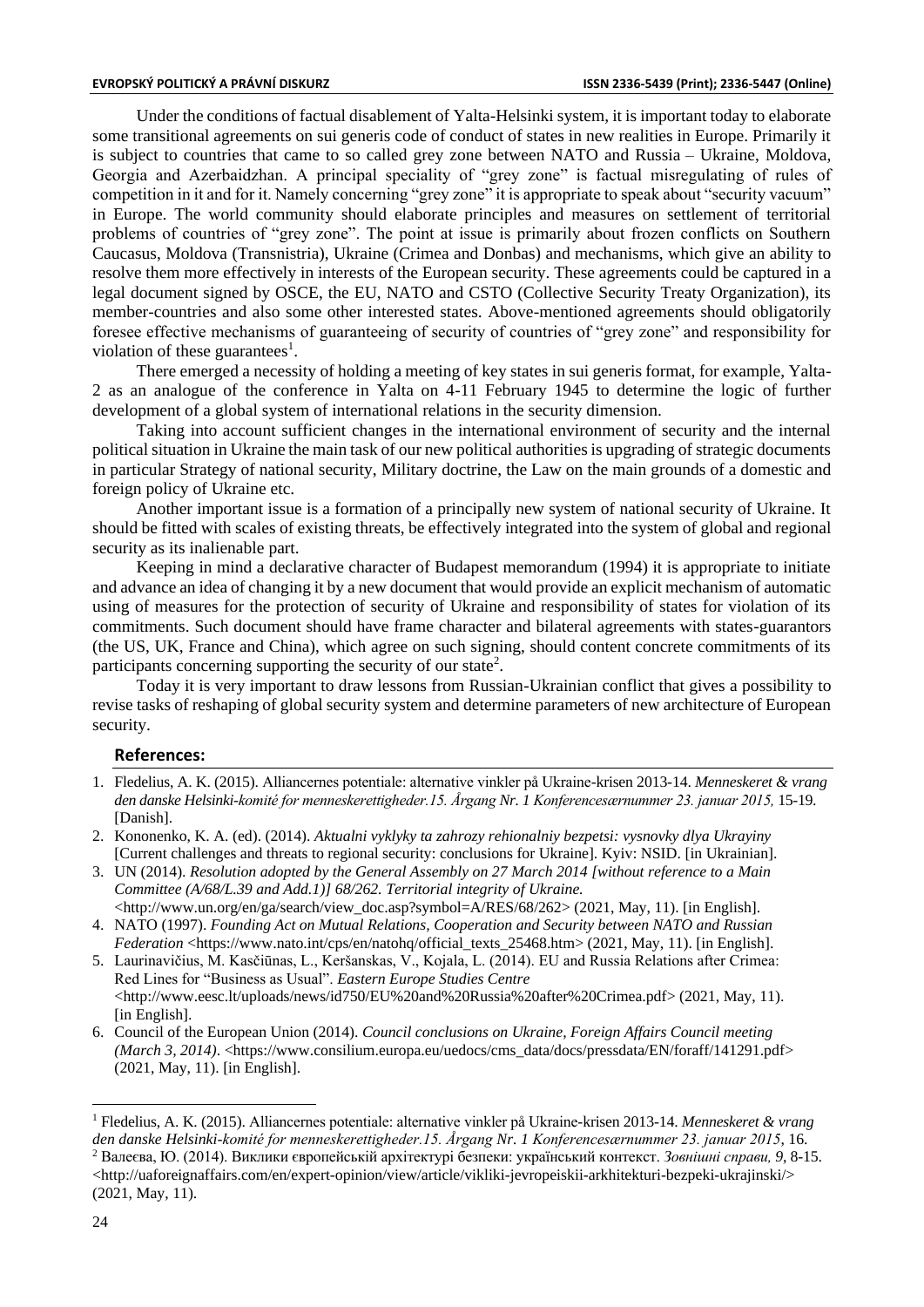Under the conditions of factual disablement of Yalta-Helsinki system, it is important today to elaborate some transitional agreements on sui generis code of conduct of states in new realities in Europe. Primarily it is subject to countries that came to so called grey zone between NATO and Russia – Ukraine, Moldova, Georgia and Azerbaidzhan. A principal speciality of "grey zone" is factual misregulating of rules of competition in it and for it. Namely concerning "grey zone" it is appropriate to speak about "security vacuum" in Europe. The world community should elaborate principles and measures on settlement of territorial problems of countries of "grey zone". The point at issue is primarily about frozen conflicts on Southern Caucasus, Moldova (Transnistria), Ukraine (Crimea and Donbas) and mechanisms, which give an ability to resolve them more effectively in interests of the European security. These agreements could be captured in a legal document signed by OSCE, the EU, NATO and CSTO (Collective Security Treaty Organization), its member-countries and also some other interested states. Above-mentioned agreements should obligatorily foresee effective mechanisms of guaranteeing of security of countries of "grey zone" and responsibility for violation of these guarantees[1].

There emerged a necessity of holding a meeting of key states in sui generis format, for example, Yalta-2 as an analogue of the conference in Yalta on 4-11 February 1945 to determine the logic of further development of a global system of international relations in the security dimension.

Taking into account sufficient changes in the international environment of security and the internal political situation in Ukraine the main task of our new political authorities is upgrading of strategic documents in particular Strategy of national security, Military doctrine, the Law on the main grounds of a domestic and foreign policy of Ukraine etc.

Another important issue is a formation of a principally new system of national security of Ukraine. It should be fitted with scales of existing threats, be effectively integrated into the system of global and regional security as its inalienable part.

Keeping in mind a declarative character of Budapest memorandum (1994) it is appropriate to initiate and advance an idea of changing it by a new document that would provide an explicit mechanism of automatic using of measures for the protection of security of Ukraine and responsibility of states for violation of its commitments. Such document should have frame character and bilateral agreements with states-guarantors (the US, UK, France and China), which agree on such signing, should content concrete commitments of its participants concerning supporting the security of our state[2].

Today it is very important to draw lessons from Russian-Ukrainian conflict that gives a possibility to revise tasks of reshaping of global security system and determine parameters of new architecture of European security.

## References:

1. Fledelius, A. K. (2015). Alliancernes potentiale: alternative vinkler på Ukraine-krisen 2013-14. *Menneskeret & vrang den danske Helsinki-komité for menneskerettigheder.15. Årgang Nr. 1 Konferencesærnummer 23. januar 2015*, 15-19. [Danish].
2. Kononenko, K. A. (ed). (2014). *Aktualni vyklyky ta zahrozy rehionalniy bezpetsi: vysnovky dlya Ukrayiny* [Current challenges and threats to regional security: conclusions for Ukraine]. Kyiv: NSID. [in Ukrainian].
3. UN (2014). *Resolution adopted by the General Assembly on 27 March 2014 [without reference to a Main Committee (A/68/L.39 and Add.1)] 68/262. Territorial integrity of Ukraine.* <http://www.un.org/en/ga/search/view_doc.asp?symbol=A/RES/68/262> (2021, May, 11). [in English].
4. NATO (1997). *Founding Act on Mutual Relations, Cooperation and Security between NATO and Russian Federation* <https://www.nato.int/cps/en/natohq/official_texts_25468.htm> (2021, May, 11). [in English].
5. Laurinavičius, M. Kasčiūnas, L., Keršanskas, V., Kojala, L. (2014). EU and Russia Relations after Crimea: Red Lines for "Business as Usual". *Eastern Europe Studies Centre* <http://www.eesc.lt/uploads/news/id750/EU%20and%20Russia%20after%20Crimea.pdf> (2021, May, 11). [in English].
6. Council of the European Union (2014). *Council conclusions on Ukraine, Foreign Affairs Council meeting (March 3, 2014)*. <https://www.consilium.europa.eu/uedocs/cms_data/docs/pressdata/EN/foraff/141291.pdf> (2021, May, 11). [in English].

---

[1] Fledelius, A. K. (2015). Alliancernes potentiale: alternative vinkler på Ukraine-krisen 2013-14. *Menneskeret & vrang den danske Helsinki-komité for menneskerettigheder.15. Årgang Nr. 1 Konferencesærnummer 23. januar 2015*, 16.

[2] Валеєва, Ю. (2014). Виклики європейській архітектурі безпеки: український контекст. *Зовнішні справи, 9*, 8-15. <http://uaforeignaffairs.com/en/expert-opinion/view/article/vikliki-jevropeiskii-arkhitekturi-bezpeki-ukrajinski/> (2021, May, 11).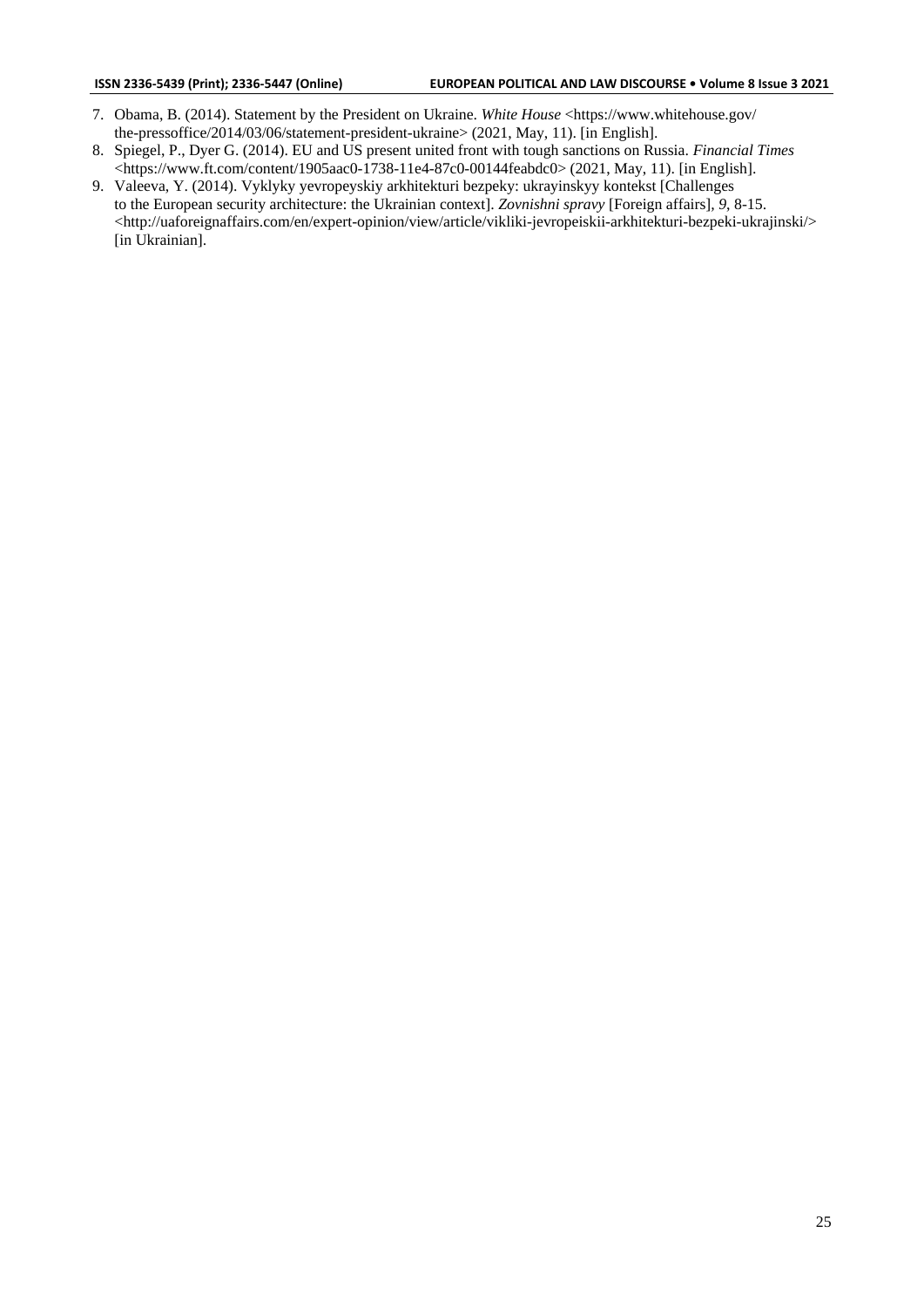7. Obama, B. (2014). Statement by the President on Ukraine. *White House* <https://www.whitehouse.gov/the-pressoffice/2014/03/06/statement-president-ukraine> (2021, May, 11). [in English].
8. Spiegel, P., Dyer G. (2014). EU and US present united front with tough sanctions on Russia. *Financial Times* <https://www.ft.com/content/1905aac0-1738-11e4-87c0-00144feabdc0> (2021, May, 11). [in English].
9. Valeeva, Y. (2014). Vyklyky yevropeyskiy arkhitekturi bezpeky: ukrayinskyy kontekst [Challenges to the European security architecture: the Ukrainian context]. *Zovnishni spravy* [Foreign affairs], *9*, 8-15. <http://uaforeignaffairs.com/en/expert-opinion/view/article/vikliki-jevropeiskii-arkhitekturi-bezpeki-ukrajinski/> [in Ukrainian].